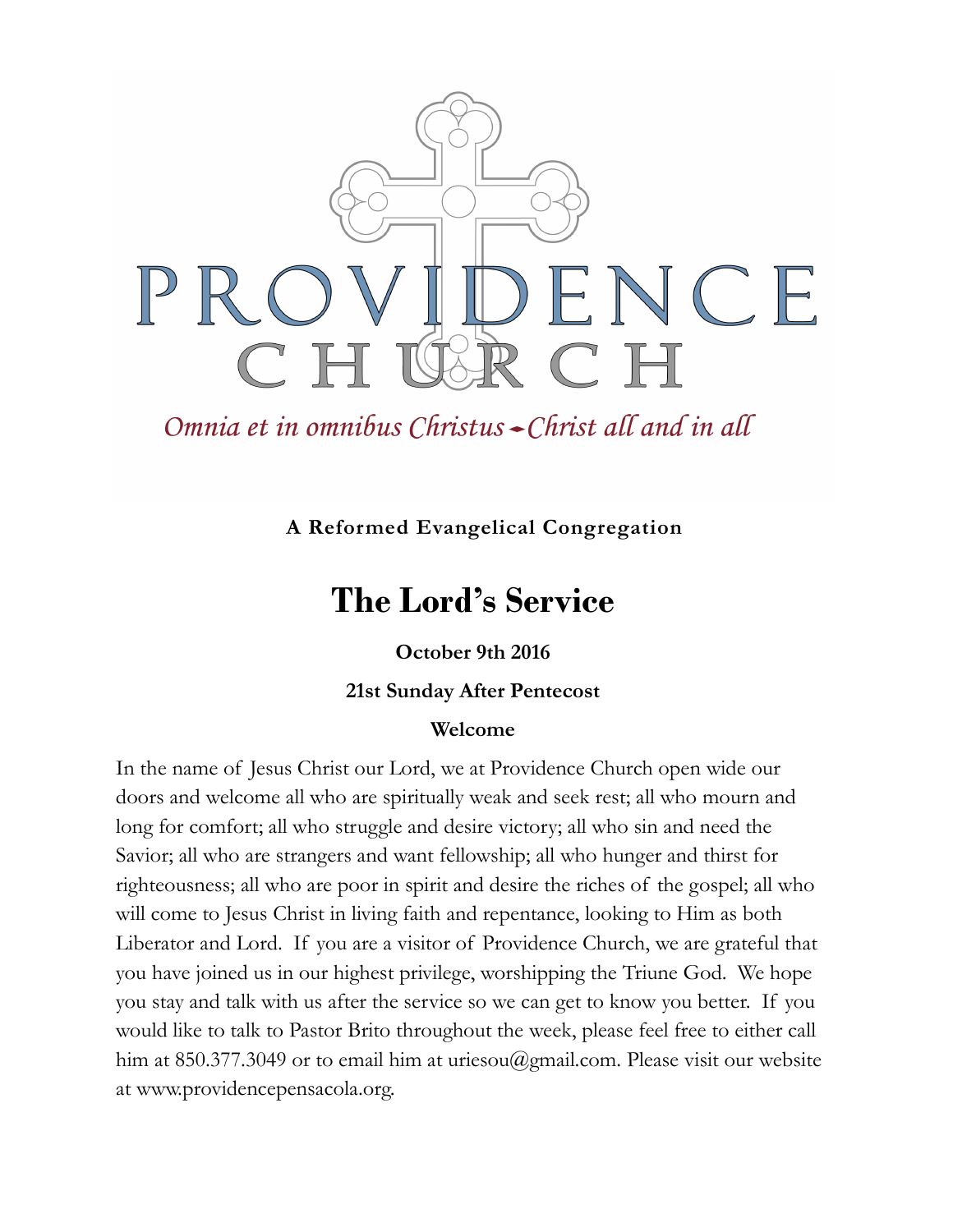# PROVIDENCE CHURCH

*Omnia et in omnibus Christus - Christ all and in all*

**A Reformed Evangelical Congregation**

# The Lord's Service

**October 9th 2016**

**21st Sunday After Pentecost**

**Welcome**

In the name of Jesus Christ our Lord, we at Providence Church open wide our doors and welcome all who are spiritually weak and seek rest; all who mourn and long for comfort; all who struggle and desire victory; all who sin and need the Savior; all who are strangers and want fellowship; all who hunger and thirst for righteousness; all who are poor in spirit and desire the riches of the gospel; all who will come to Jesus Christ in living faith and repentance, looking to Him as both Liberator and Lord. If you are a visitor of Providence Church, we are grateful that you have joined us in our highest privilege, worshipping the Triune God. We hope you stay and talk with us after the service so we can get to know you better. If you would like to talk to Pastor Brito throughout the week, please feel free to either call him at 850.377.3049 or to email him at uriesou@gmail.com. Please visit our website at www.providencepensacola.org.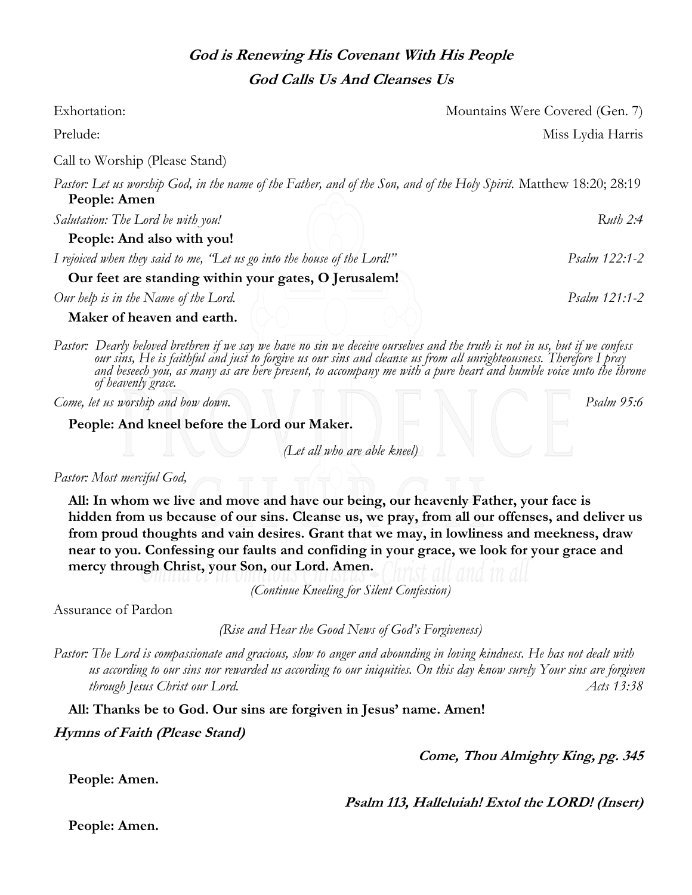## ***God is Renewing His Covenant With His People***

## ***God Calls Us And Cleanses Us***

Exhortation: Mountains Were Covered (Gen. 7)

Prelude: Miss Lydia Harris

Call to Worship (Please Stand)

*Pastor: Let us worship God, in the name of the Father, and of the Son, and of the Holy Spirit.* Matthew 18:20; 28:19

**People: Amen**

*Salutation: The Lord be with you!* *Ruth 2:4*

**People: And also with you!**

*I rejoiced when they said to me, "Let us go into the house of the Lord!"* *Psalm 122:1-2*

**Our feet are standing within your gates, O Jerusalem!**

*Our help is in the Name of the Lord.* *Psalm 121:1-2*

**Maker of heaven and earth.**

*Pastor: Dearly beloved brethren if we say we have no sin we deceive ourselves and the truth is not in us, but if we confess our sins, He is faithful and just to forgive us our sins and cleanse us from all unrighteousness. Therefore I pray and beseech you, as many as are here present, to accompany me with a pure heart and humble voice unto the throne of heavenly grace.*

*Come, let us worship and bow down.* *Psalm 95:6*

**People: And kneel before the Lord our Maker.**

*(Let all who are able kneel)*

*Pastor: Most merciful God,*

**All: In whom we live and move and have our being, our heavenly Father, your face is hidden from us because of our sins. Cleanse us, we pray, from all our offenses, and deliver us from proud thoughts and vain desires. Grant that we may, in lowliness and meekness, draw near to you. Confessing our faults and confiding in your grace, we look for your grace and mercy through Christ, your Son, our Lord. Amen.**

*(Continue Kneeling for Silent Confession)*

Assurance of Pardon

*(Rise and Hear the Good News of God's Forgiveness)*

*Pastor: The Lord is compassionate and gracious, slow to anger and abounding in loving kindness. He has not dealt with us according to our sins nor rewarded us according to our iniquities. On this day know surely Your sins are forgiven through Jesus Christ our Lord.* *Acts 13:38*

**All: Thanks be to God. Our sins are forgiven in Jesus' name. Amen!**

***Hymns of Faith (Please Stand)***

***Come, Thou Almighty King, pg. 345***

**People: Amen.**

***Psalm 113, Halleluiah! Extol the LORD! (Insert)***

**People: Amen.**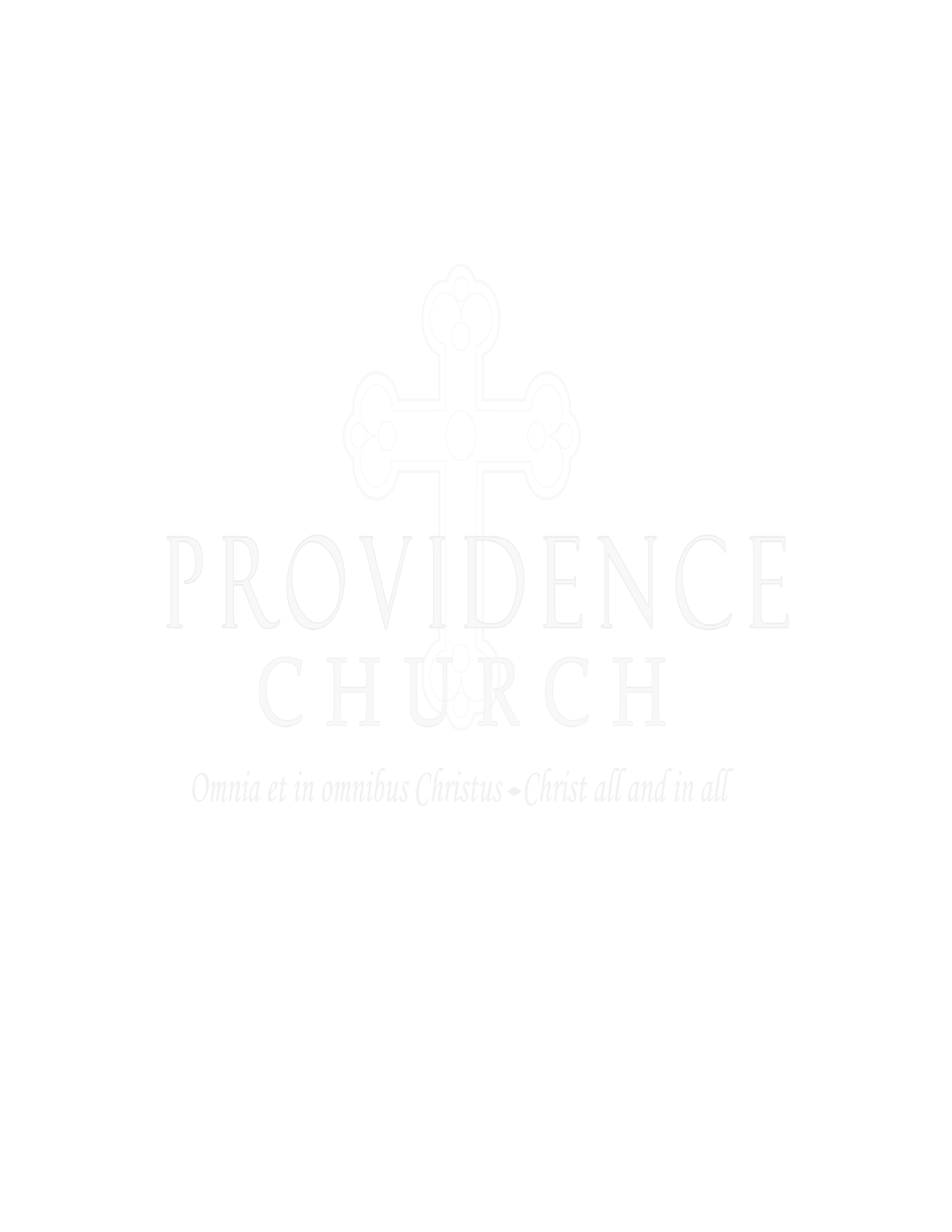PROVIDENCE

CHURCH

*Omnia et in omnibus Christus ◆ Christ all and in all*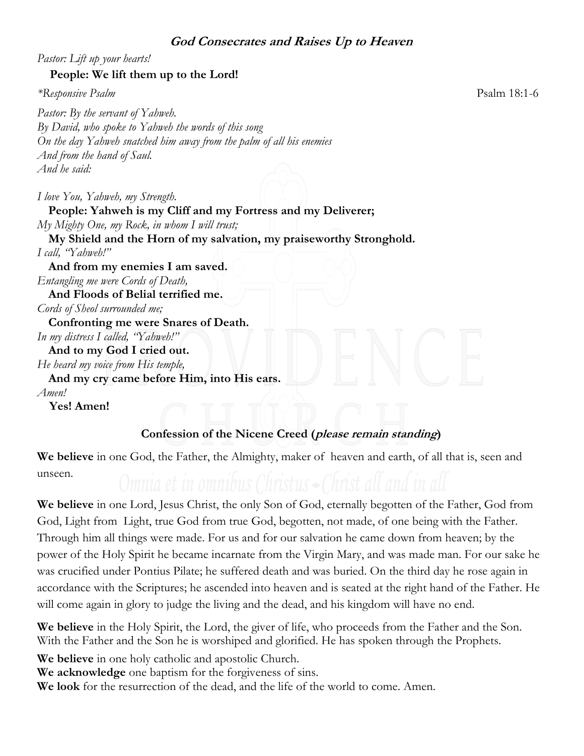### ***God Consecrates and Raises Up to Heaven***

*Pastor: Lift up your hearts!*

**People: We lift them up to the Lord!**

*\*Responsive Psalm* Psalm 18:1-6

*Pastor: By the servant of Yahweh.*
*By David, who spoke to Yahweh the words of this song*
*On the day Yahweh snatched him away from the palm of all his enemies*
*And from the hand of Saul.*
*And he said:*

*I love You, Yahweh, my Strength.*
**People: Yahweh is my Cliff and my Fortress and my Deliverer;**
*My Mighty One, my Rock, in whom I will trust;*
**My Shield and the Horn of my salvation, my praiseworthy Stronghold.**
*I call, "Yahweh!"*
**And from my enemies I am saved.**
*Entangling me were Cords of Death,*
**And Floods of Belial terrified me.**
*Cords of Sheol surrounded me;*
**Confronting me were Snares of Death.**
*In my distress I called, "Yahweh!"*
**And to my God I cried out.**
*He heard my voice from His temple,*
**And my cry came before Him, into His ears.**
*Amen!*
**Yes! Amen!**

### Confession of the Nicene Creed (*please remain standing*)

**We believe** in one God, the Father, the Almighty, maker of heaven and earth, of all that is, seen and unseen.

**We believe** in one Lord, Jesus Christ, the only Son of God, eternally begotten of the Father, God from God, Light from Light, true God from true God, begotten, not made, of one being with the Father. Through him all things were made. For us and for our salvation he came down from heaven; by the power of the Holy Spirit he became incarnate from the Virgin Mary, and was made man. For our sake he was crucified under Pontius Pilate; he suffered death and was buried. On the third day he rose again in accordance with the Scriptures; he ascended into heaven and is seated at the right hand of the Father. He will come again in glory to judge the living and the dead, and his kingdom will have no end.

**We believe** in the Holy Spirit, the Lord, the giver of life, who proceeds from the Father and the Son. With the Father and the Son he is worshiped and glorified. He has spoken through the Prophets.

**We believe** in one holy catholic and apostolic Church.
**We acknowledge** one baptism for the forgiveness of sins.
**We look** for the resurrection of the dead, and the life of the world to come. Amen.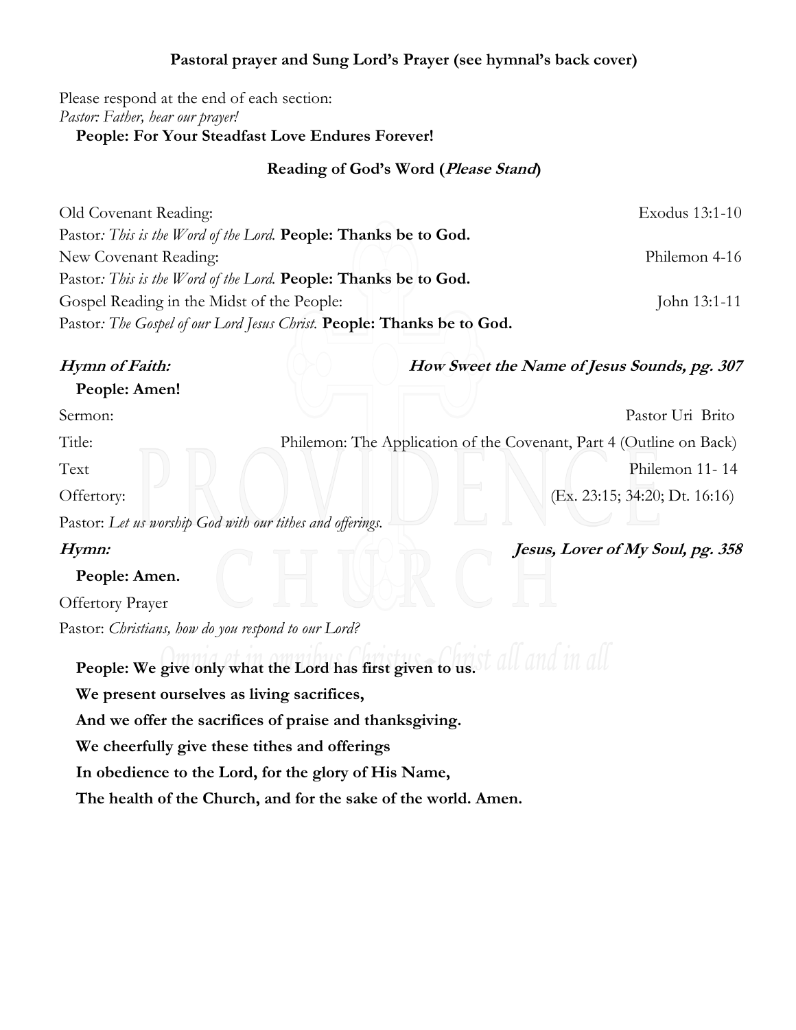**Pastoral prayer and Sung Lord's Prayer (see hymnal's back cover)**

Please respond at the end of each section:
*Pastor: Father, hear our prayer!*
**People: For Your Steadfast Love Endures Forever!**

**Reading of God's Word (*Please Stand*)**

Old Covenant Reading: Exodus 13:1-10
Pastor*: This is the Word of the Lord.* **People: Thanks be to God.**
New Covenant Reading: Philemon 4-16
Pastor*: This is the Word of the Lord.* **People: Thanks be to God.**
Gospel Reading in the Midst of the People: John 13:1-11
Pastor*: The Gospel of our Lord Jesus Christ.* **People: Thanks be to God.**

***Hymn of Faith:*** ***How Sweet the Name of Jesus Sounds, pg. 307***
**People: Amen!**

Sermon: Pastor Uri Brito
Title: Philemon: The Application of the Covenant, Part 4 (Outline on Back)
Text Philemon 11- 14
Offertory: (Ex. 23:15; 34:20; Dt. 16:16)
Pastor: *Let us worship God with our tithes and offerings.*

***Hymn:*** ***Jesus, Lover of My Soul, pg. 358***
**People: Amen.**

Offertory Prayer
Pastor: *Christians, how do you respond to our Lord?*

**People: We give only what the Lord has first given to us.**
**We present ourselves as living sacrifices,**
**And we offer the sacrifices of praise and thanksgiving.**
**We cheerfully give these tithes and offerings**
**In obedience to the Lord, for the glory of His Name,**
**The health of the Church, and for the sake of the world. Amen.**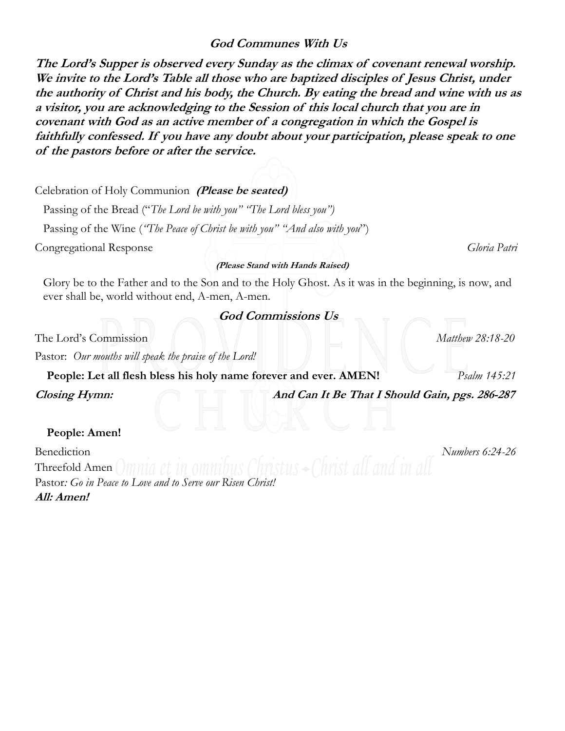## ***God Communes With Us***

***The Lord's Supper is observed every Sunday as the climax of covenant renewal worship. We invite to the Lord's Table all those who are baptized disciples of Jesus Christ, under the authority of Christ and his body, the Church. By eating the bread and wine with us as a visitor, you are acknowledging to the Session of this local church that you are in covenant with God as an active member of a congregation in which the Gospel is faithfully confessed. If you have any doubt about your participation, please speak to one of the pastors before or after the service.***

Celebration of Holy Communion ***(Please be seated)***

Passing of the Bread ("*The Lord be with you" "The Lord bless you")*

Passing of the Wine (*"The Peace of Christ be with you" "And also with you*")

Congregational Response *Gloria Patri*

***(Please Stand with Hands Raised)***

Glory be to the Father and to the Son and to the Holy Ghost. As it was in the beginning, is now, and ever shall be, world without end, A-men, A-men.

## ***God Commissions Us***

The Lord's Commission *Matthew 28:18-20*

Pastor: *Our mouths will speak the praise of the Lord!*

**People: Let all flesh bless his holy name forever and ever. AMEN!** *Psalm 145:21*

***Closing Hymn:*** ***And Can It Be That I Should Gain, pgs. 286-287***

**People: Amen!**

Benediction *Numbers 6:24-26*

Threefold Amen

Pastor*: Go in Peace to Love and to Serve our Risen Christ!*

***All: Amen!***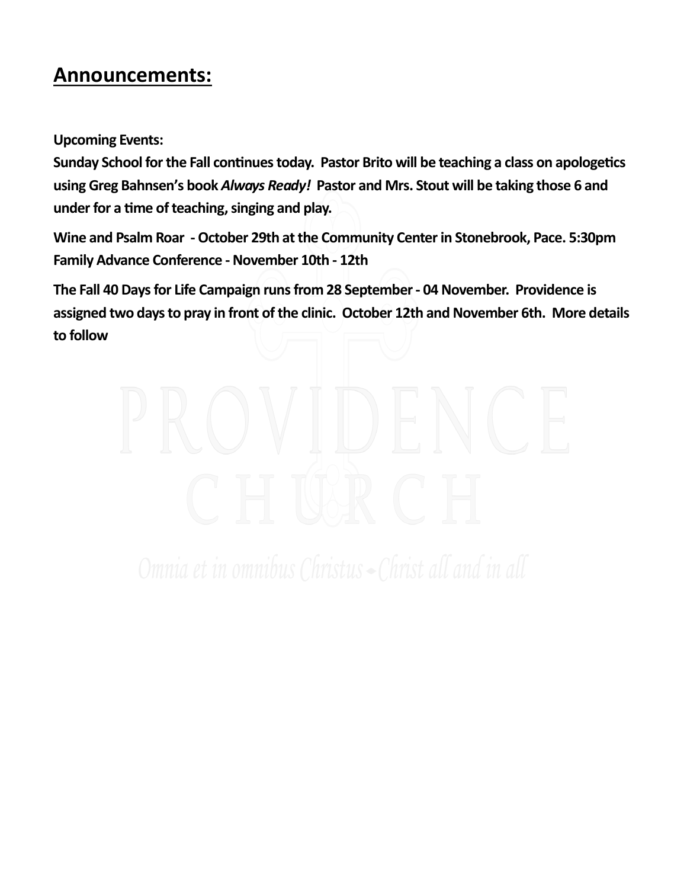## Announcements:

**Upcoming Events:**

**Sunday School for the Fall continues today. Pastor Brito will be teaching a class on apologetics using Greg Bahnsen's book *Always Ready!* Pastor and Mrs. Stout will be taking those 6 and under for a time of teaching, singing and play.**

**Wine and Psalm Roar - October 29th at the Community Center in Stonebrook, Pace. 5:30pm**
**Family Advance Conference - November 10th - 12th**

**The Fall 40 Days for Life Campaign runs from 28 September - 04 November. Providence is assigned two days to pray in front of the clinic. October 12th and November 6th. More details to follow**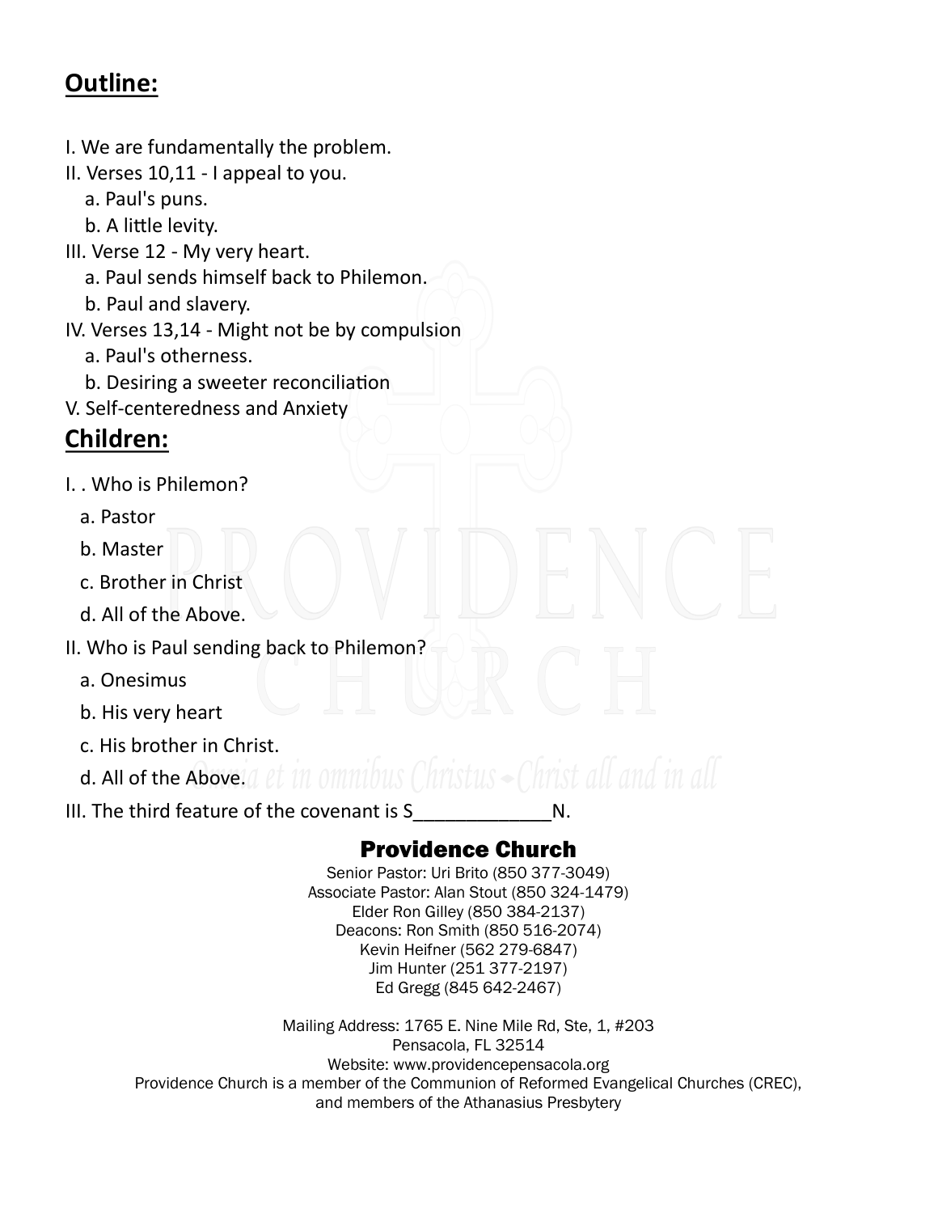## **Outline:**

I. We are fundamentally the problem.
II. Verses 10,11 - I appeal to you.
  a. Paul's puns.
  b. A little levity.
III. Verse 12 - My very heart.
  a. Paul sends himself back to Philemon.
  b. Paul and slavery.
IV. Verses 13,14 - Might not be by compulsion
  a. Paul's otherness.
  b. Desiring a sweeter reconciliation
V. Self-centeredness and Anxiety

## **Children:**

I. . Who is Philemon?

  a. Pastor

  b. Master

  c. Brother in Christ

  d. All of the Above.

II. Who is Paul sending back to Philemon?

  a. Onesimus

  b. His very heart

  c. His brother in Christ.

  d. All of the Above.

III. The third feature of the covenant is S_____________N.

### Providence Church

Senior Pastor: Uri Brito (850 377-3049)
Associate Pastor: Alan Stout (850 324-1479)
Elder Ron Gilley (850 384-2137)
Deacons: Ron Smith (850 516-2074)
Kevin Heifner (562 279-6847)
Jim Hunter (251 377-2197)
Ed Gregg (845 642-2467)

Mailing Address: 1765 E. Nine Mile Rd, Ste, 1, #203
Pensacola, FL 32514
Website: www.providencepensacola.org
Providence Church is a member of the Communion of Reformed Evangelical Churches (CREC), and members of the Athanasius Presbytery